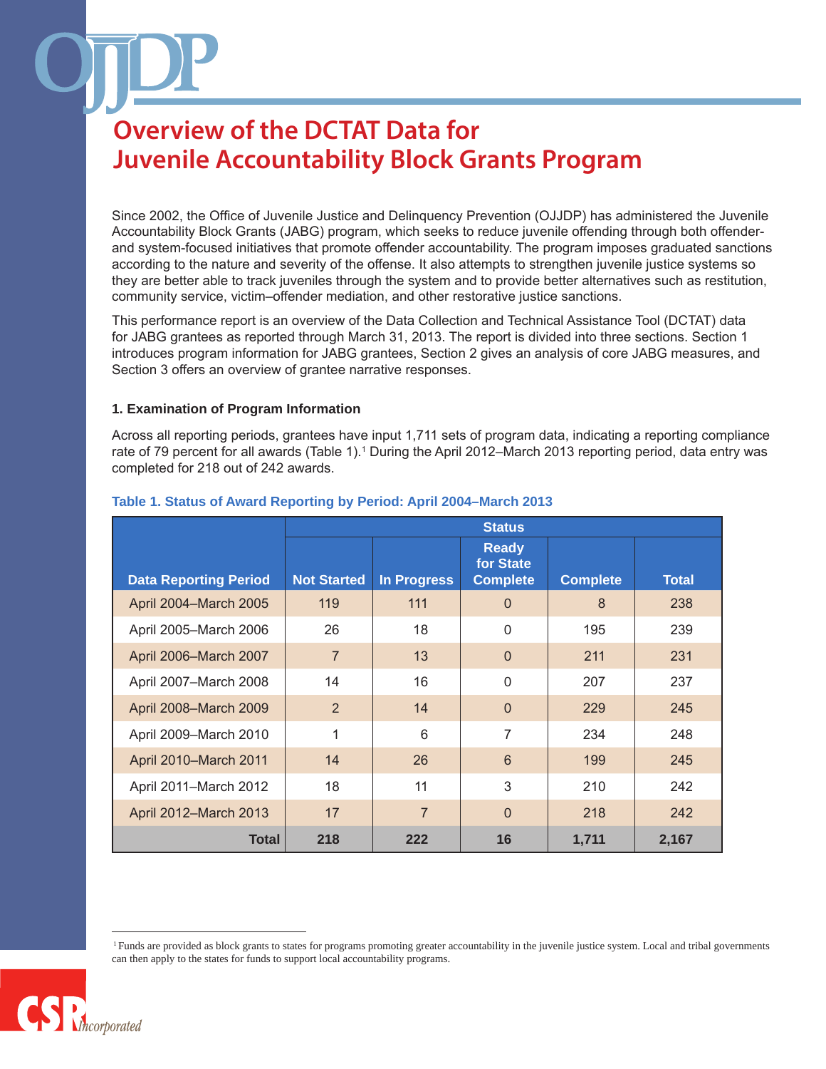# Overview of the DCTAT Data for Juvenile Accountability Block Grants Program

Since 2002, the Office of Juvenile Justice and Delinquency Prevention (OJJDP) has administered the Juvenile Accountability Block Grants (JABG) program, which seeks to reduce juvenile offending through both offender- and system-focused initiatives that promote offender accountability. The program imposes graduated sanctions according to the nature and severity of the offense. It also attempts to strengthen juvenile justice systems so they are better able to track juveniles through the system and to provide better alternatives such as restitution, community service, victim–offender mediation, and other restorative justice sanctions.

This performance report is an overview of the Data Collection and Technical Assistance Tool (DCTAT) data for JABG grantees as reported through March 31, 2013. The report is divided into three sections. Section 1 introduces program information for JABG grantees, Section 2 gives an analysis of core JABG measures, and Section 3 offers an overview of grantee narrative responses.

### 1. Examination of Program Information

Across all reporting periods, grantees have input 1,711 sets of program data, indicating a reporting compliance rate of 79 percent for all awards (Table 1).[1] During the April 2012–March 2013 reporting period, data entry was completed for 218 out of 242 awards.

**Table 1. Status of Award Reporting by Period: April 2004–March 2013**

| | Status | | | | |
|---|---|---|---|---|---|
| **Data Reporting Period** | **Not Started** | **In Progress** | **Ready for State Complete** | **Complete** | **Total** |
| April 2004–March 2005 | 119 | 111 | 0 | 8 | 238 |
| April 2005–March 2006 | 26 | 18 | 0 | 195 | 239 |
| April 2006–March 2007 | 7 | 13 | 0 | 211 | 231 |
| April 2007–March 2008 | 14 | 16 | 0 | 207 | 237 |
| April 2008–March 2009 | 2 | 14 | 0 | 229 | 245 |
| April 2009–March 2010 | 1 | 6 | 7 | 234 | 248 |
| April 2010–March 2011 | 14 | 26 | 6 | 199 | 245 |
| April 2011–March 2012 | 18 | 11 | 3 | 210 | 242 |
| April 2012–March 2013 | 17 | 7 | 0 | 218 | 242 |
| **Total** | **218** | **222** | **16** | **1,711** | **2,167** |

[1] Funds are provided as block grants to states for programs promoting greater accountability in the juvenile justice system. Local and tribal governments can then apply to the states for funds to support local accountability programs.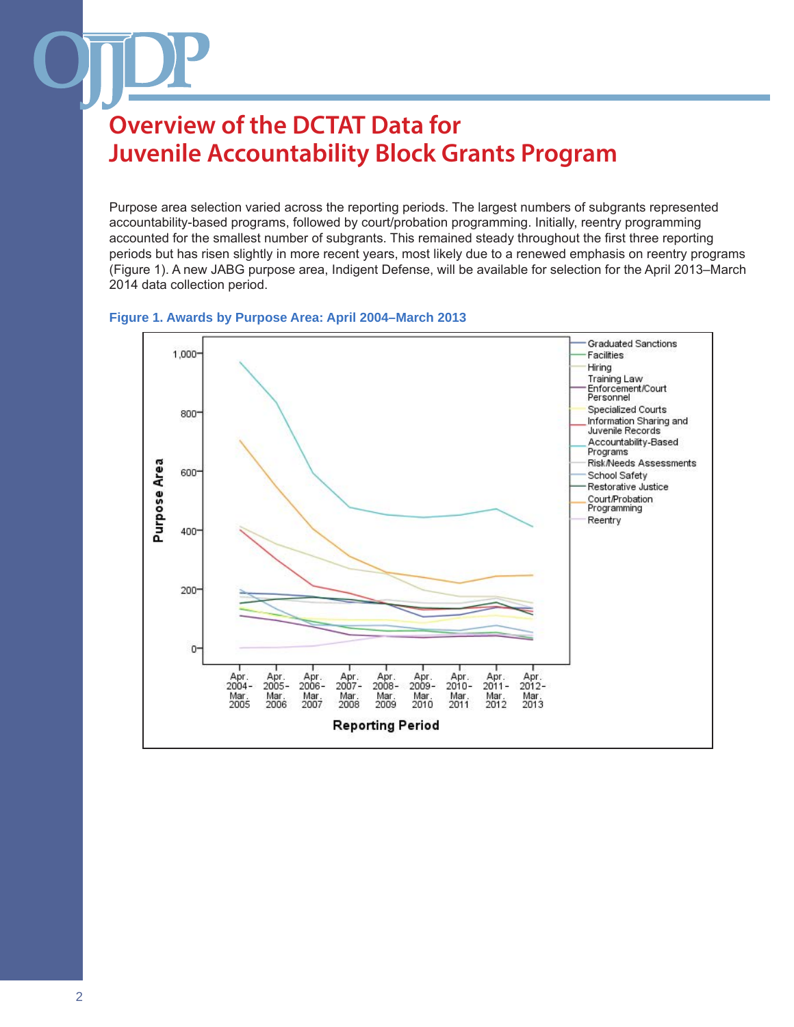# Overview of the DCTAT Data for Juvenile Accountability Block Grants Program

Purpose area selection varied across the reporting periods. The largest numbers of subgrants represented accountability-based programs, followed by court/probation programming. Initially, reentry programming accounted for the smallest number of subgrants. This remained steady throughout the first three reporting periods but has risen slightly in more recent years, most likely due to a renewed emphasis on reentry programs (Figure 1). A new JABG purpose area, Indigent Defense, will be available for selection for the April 2013–March 2014 data collection period.

**Figure 1. Awards by Purpose Area: April 2004–March 2013**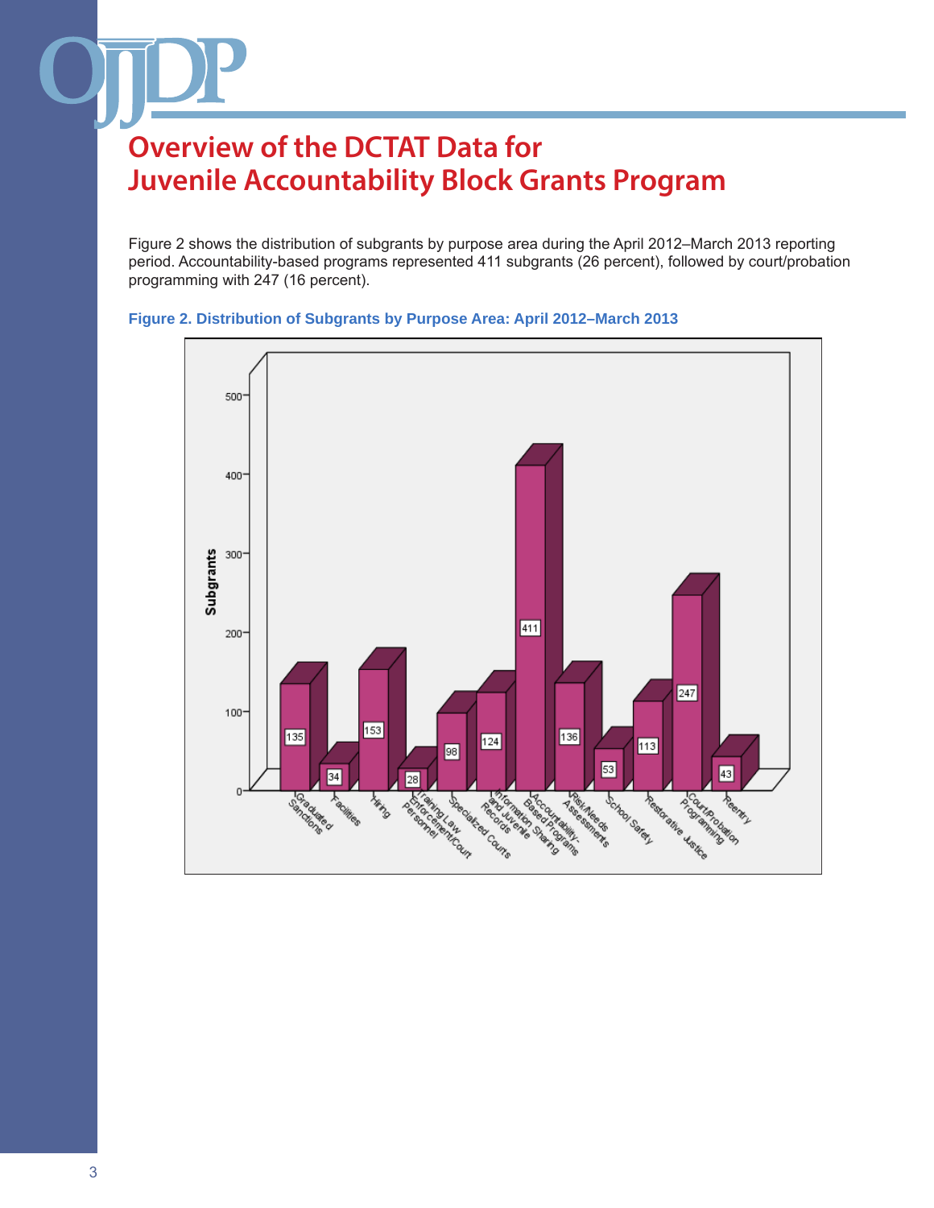# Overview of the DCTAT Data for Juvenile Accountability Block Grants Program

Figure 2 shows the distribution of subgrants by purpose area during the April 2012–March 2013 reporting period. Accountability-based programs represented 411 subgrants (26 percent), followed by court/probation programming with 247 (16 percent).

**Figure 2. Distribution of Subgrants by Purpose Area: April 2012–March 2013**

| Purpose Area | Subgrants |
|---|---|
| Graduated Sanctions | 135 |
| Facilities | 34 |
| Hiring | 153 |
| Training Law Enforcement/Court Personnel | 28 |
| Specialized Courts | 98 |
| Information Sharing and Juvenile Records | 124 |
| Accountability-Based Programs | 411 |
| Risk/Needs Assessments | 136 |
| School Safety | 53 |
| Restorative Justice | 113 |
| Court/Probation Programming | 247 |
| Reentry | 43 |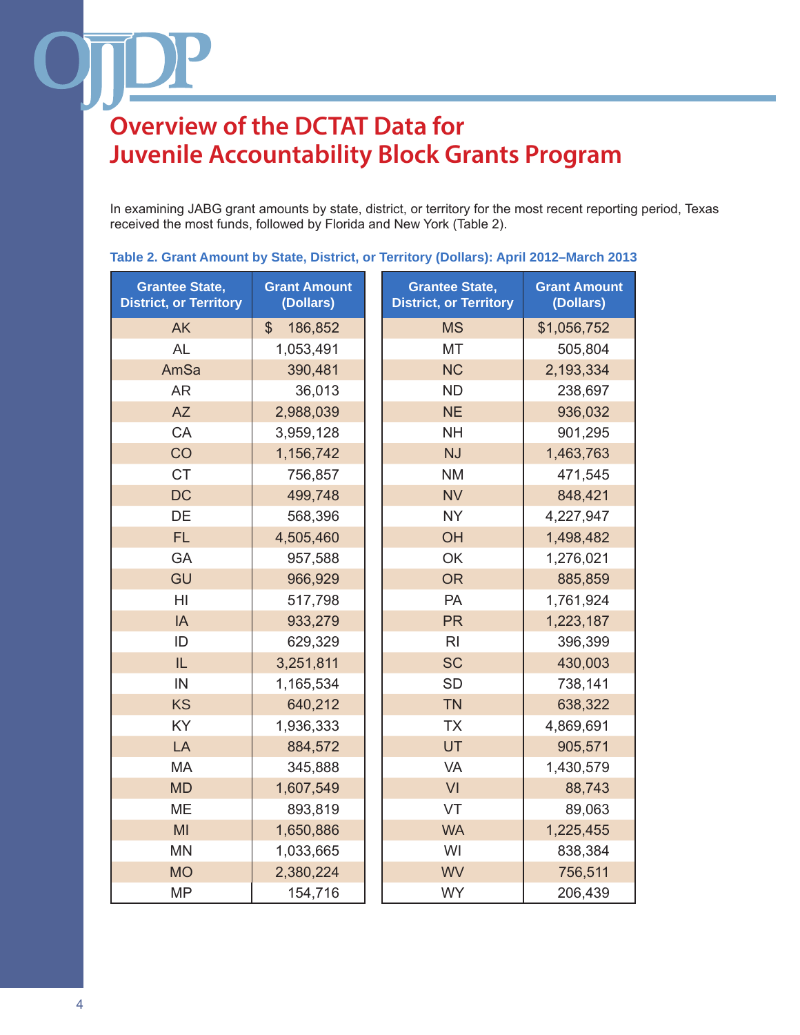# Overview of the DCTAT Data for Juvenile Accountability Block Grants Program

In examining JABG grant amounts by state, district, or territory for the most recent reporting period, Texas received the most funds, followed by Florida and New York (Table 2).

**Table 2. Grant Amount by State, District, or Territory (Dollars): April 2012–March 2013**

| Grantee State, District, or Territory | Grant Amount (Dollars) | Grantee State, District, or Territory | Grant Amount (Dollars) |
|---|---|---|---|
| AK | $ 186,852 | MS | $1,056,752 |
| AL | 1,053,491 | MT | 505,804 |
| AmSa | 390,481 | NC | 2,193,334 |
| AR | 36,013 | ND | 238,697 |
| AZ | 2,988,039 | NE | 936,032 |
| CA | 3,959,128 | NH | 901,295 |
| CO | 1,156,742 | NJ | 1,463,763 |
| CT | 756,857 | NM | 471,545 |
| DC | 499,748 | NV | 848,421 |
| DE | 568,396 | NY | 4,227,947 |
| FL | 4,505,460 | OH | 1,498,482 |
| GA | 957,588 | OK | 1,276,021 |
| GU | 966,929 | OR | 885,859 |
| HI | 517,798 | PA | 1,761,924 |
| IA | 933,279 | PR | 1,223,187 |
| ID | 629,329 | RI | 396,399 |
| IL | 3,251,811 | SC | 430,003 |
| IN | 1,165,534 | SD | 738,141 |
| KS | 640,212 | TN | 638,322 |
| KY | 1,936,333 | TX | 4,869,691 |
| LA | 884,572 | UT | 905,571 |
| MA | 345,888 | VA | 1,430,579 |
| MD | 1,607,549 | VI | 88,743 |
| ME | 893,819 | VT | 89,063 |
| MI | 1,650,886 | WA | 1,225,455 |
| MN | 1,033,665 | WI | 838,384 |
| MO | 2,380,224 | WV | 756,511 |
| MP | 154,716 | WY | 206,439 |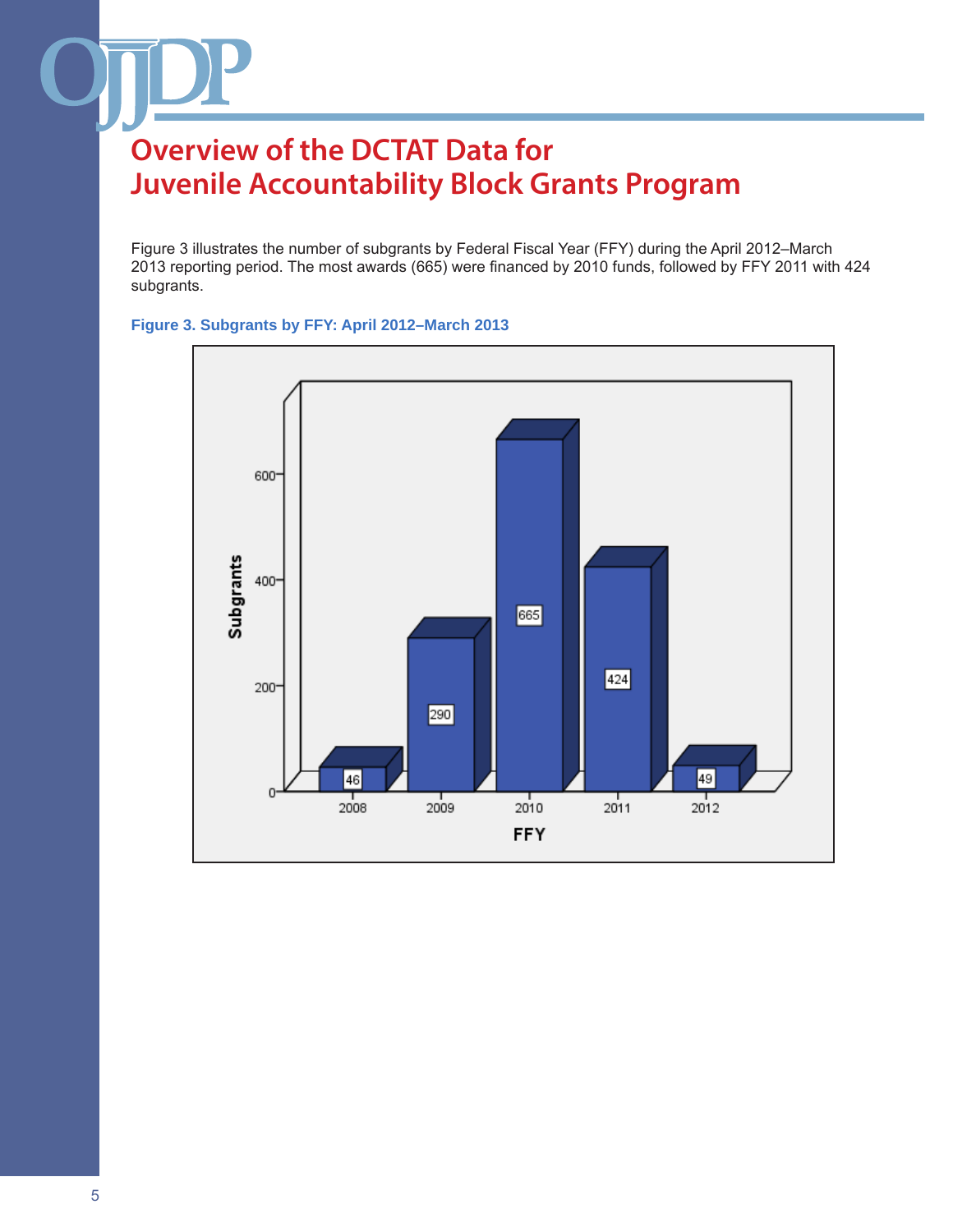# Overview of the DCTAT Data for Juvenile Accountability Block Grants Program

Figure 3 illustrates the number of subgrants by Federal Fiscal Year (FFY) during the April 2012–March 2013 reporting period. The most awards (665) were financed by 2010 funds, followed by FFY 2011 with 424 subgrants.

**Figure 3. Subgrants by FFY: April 2012–March 2013**

| FFY | Subgrants |
|---|---|
| 2008 | 46 |
| 2009 | 290 |
| 2010 | 665 |
| 2011 | 424 |
| 2012 | 49 |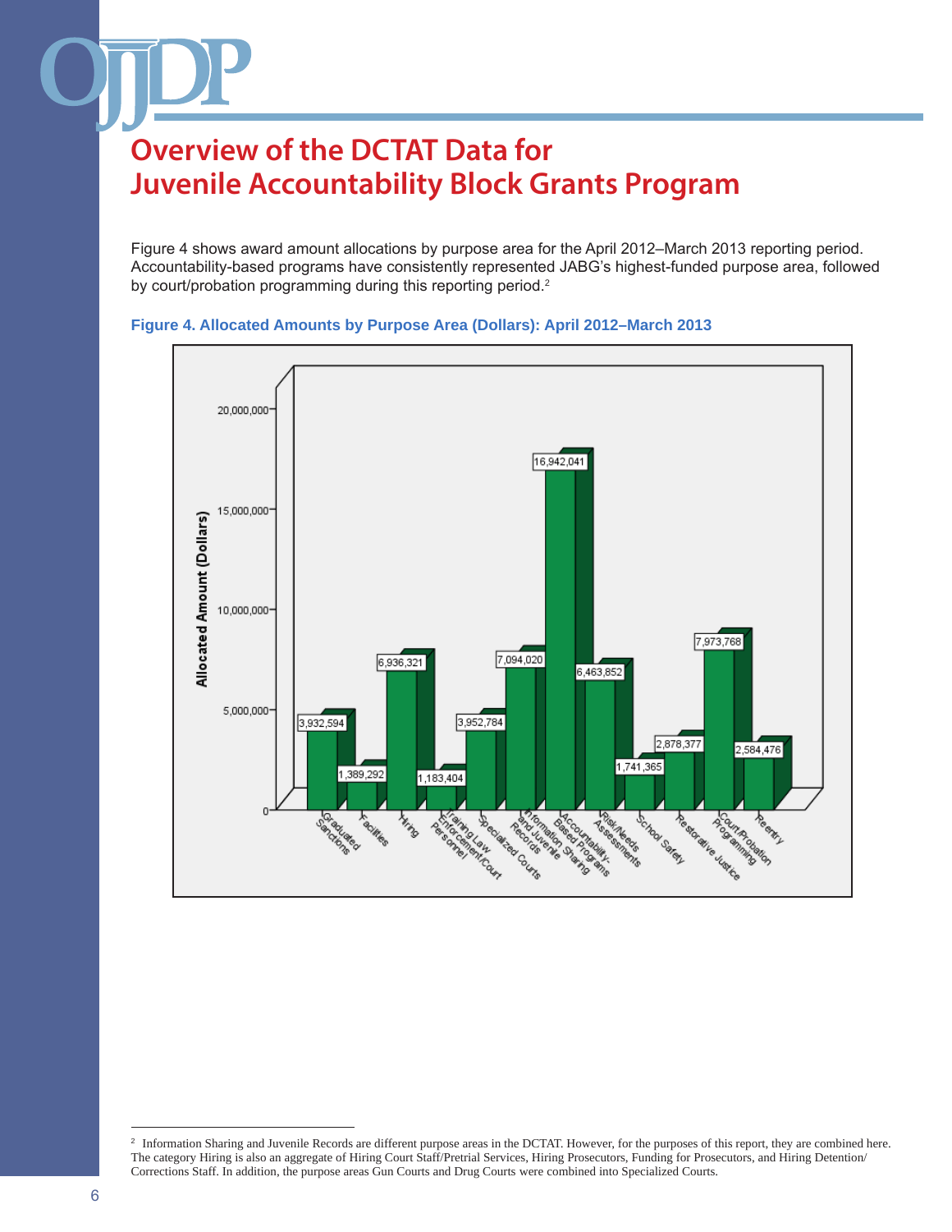# Overview of the DCTAT Data for Juvenile Accountability Block Grants Program

Figure 4 shows award amount allocations by purpose area for the April 2012–March 2013 reporting period. Accountability-based programs have consistently represented JABG's highest-funded purpose area, followed by court/probation programming during this reporting period.[2]

**Figure 4. Allocated Amounts by Purpose Area (Dollars): April 2012–March 2013**

| Purpose Area | Allocated Amount (Dollars) |
|---|---|
| Graduated Sanctions | 3,932,594 |
| Facilities | 1,389,292 |
| Hiring | 6,936,321 |
| Training Law Enforcement/Court Personnel | 1,183,404 |
| Specialized Courts | 3,952,784 |
| Information Sharing and Juvenile Records | 7,094,020 |
| Accountability-Based Programs | 16,942,041 |
| Risk/Needs Assessments | 6,463,852 |
| School Safety | 1,741,365 |
| Restorative Justice | 2,878,377 |
| Court/Probation Programming | 7,973,768 |
| Reentry | 2,584,476 |

[2] Information Sharing and Juvenile Records are different purpose areas in the DCTAT. However, for the purposes of this report, they are combined here. The category Hiring is also an aggregate of Hiring Court Staff/Pretrial Services, Hiring Prosecutors, Funding for Prosecutors, and Hiring Detention/Corrections Staff. In addition, the purpose areas Gun Courts and Drug Courts were combined into Specialized Courts.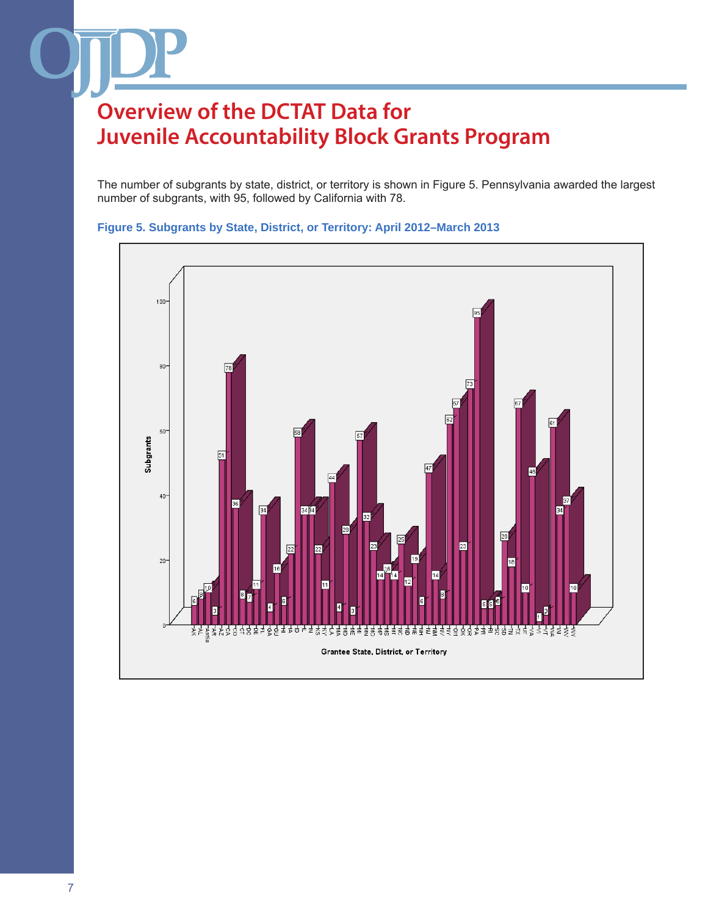# Overview of the DCTAT Data for Juvenile Accountability Block Grants Program

The number of subgrants by state, district, or territory is shown in Figure 5. Pennsylvania awarded the largest number of subgrants, with 95, followed by California with 78.

**Figure 5. Subgrants by State, District, or Territory: April 2012–March 2013**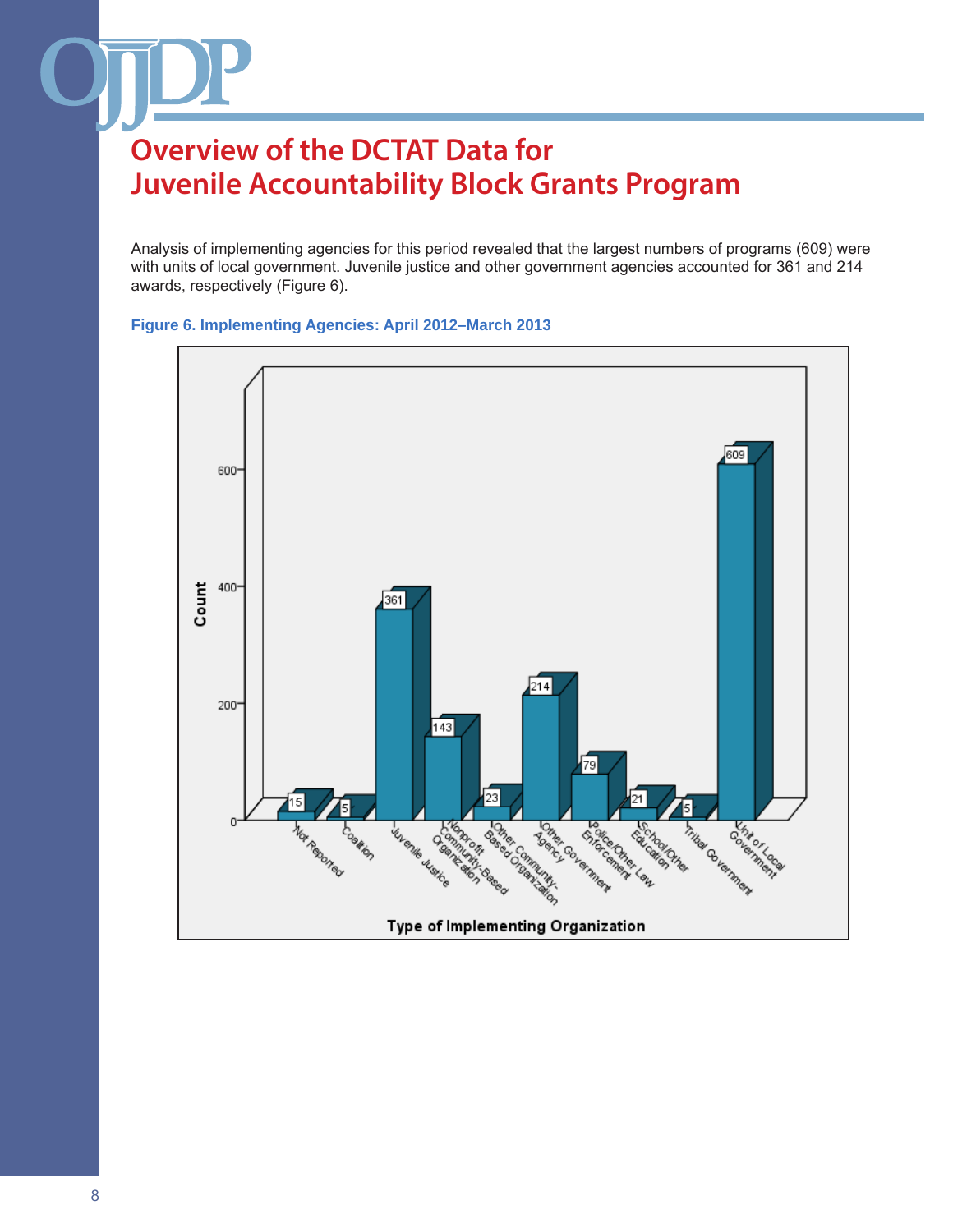# Overview of the DCTAT Data for Juvenile Accountability Block Grants Program

Analysis of implementing agencies for this period revealed that the largest numbers of programs (609) were with units of local government. Juvenile justice and other government agencies accounted for 361 and 214 awards, respectively (Figure 6).

**Figure 6. Implementing Agencies: April 2012–March 2013**

| Type of Implementing Organization | Count |
|---|---|
| Not Reported | 15 |
| Coalition | 5 |
| Juvenile Justice | 361 |
| Nonprofit Community-Based Organization | 143 |
| Other Community-Based Organization | 23 |
| Other Government Agency | 214 |
| Police/Other Law Enforcement | 79 |
| School/Other Education | 21 |
| Tribal Government | 5 |
| Unit of Local Government | 609 |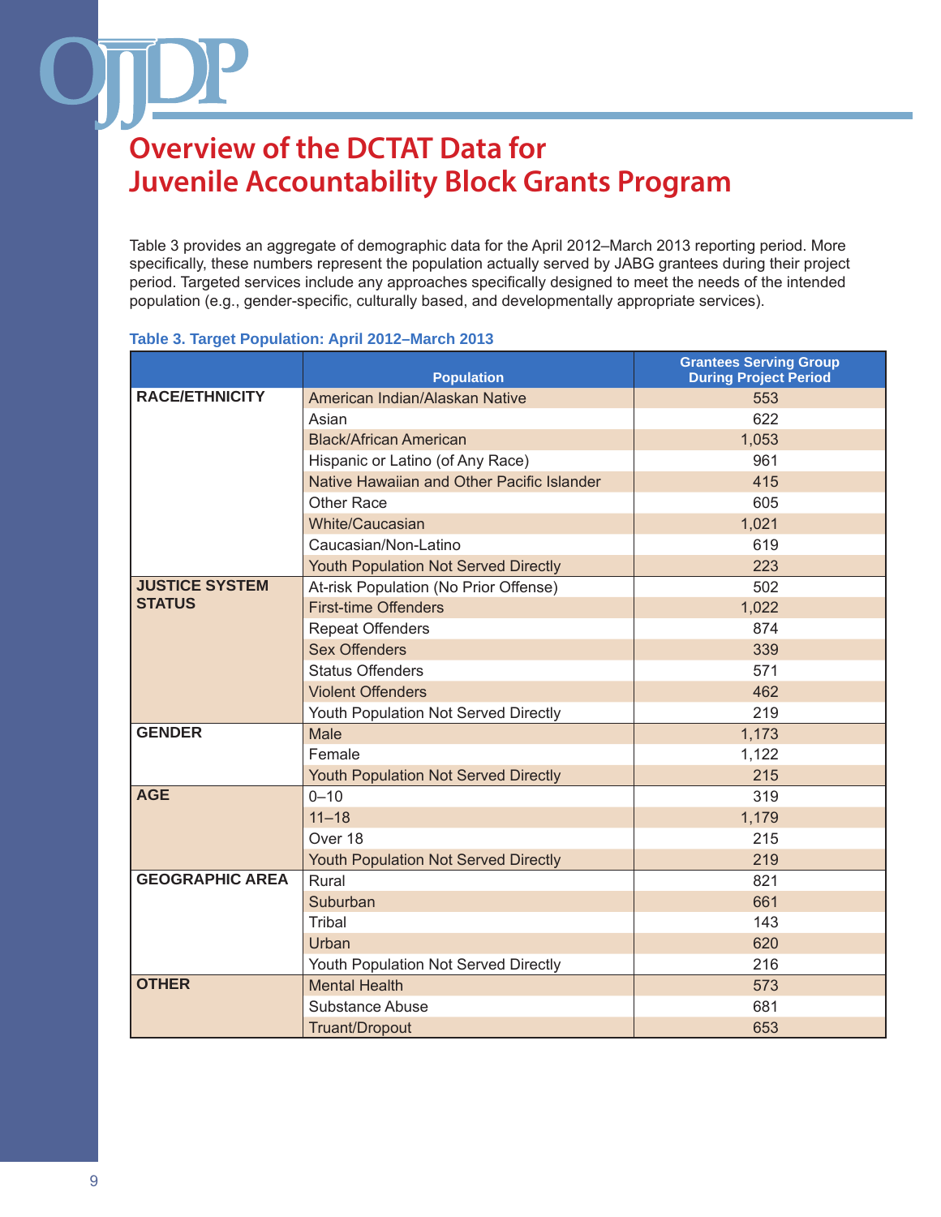# Overview of the DCTAT Data for Juvenile Accountability Block Grants Program

Table 3 provides an aggregate of demographic data for the April 2012–March 2013 reporting period. More specifically, these numbers represent the population actually served by JABG grantees during their project period. Targeted services include any approaches specifically designed to meet the needs of the intended population (e.g., gender-specific, culturally based, and developmentally appropriate services).

**Table 3. Target Population: April 2012–March 2013**

| | Population | Grantees Serving Group During Project Period |
|---|---|---|
| **RACE/ETHNICITY** | American Indian/Alaskan Native | 553 |
| | Asian | 622 |
| | Black/African American | 1,053 |
| | Hispanic or Latino (of Any Race) | 961 |
| | Native Hawaiian and Other Pacific Islander | 415 |
| | Other Race | 605 |
| | White/Caucasian | 1,021 |
| | Caucasian/Non-Latino | 619 |
| | Youth Population Not Served Directly | 223 |
| **JUSTICE SYSTEM STATUS** | At-risk Population (No Prior Offense) | 502 |
| | First-time Offenders | 1,022 |
| | Repeat Offenders | 874 |
| | Sex Offenders | 339 |
| | Status Offenders | 571 |
| | Violent Offenders | 462 |
| | Youth Population Not Served Directly | 219 |
| **GENDER** | Male | 1,173 |
| | Female | 1,122 |
| | Youth Population Not Served Directly | 215 |
| **AGE** | 0–10 | 319 |
| | 11–18 | 1,179 |
| | Over 18 | 215 |
| | Youth Population Not Served Directly | 219 |
| **GEOGRAPHIC AREA** | Rural | 821 |
| | Suburban | 661 |
| | Tribal | 143 |
| | Urban | 620 |
| | Youth Population Not Served Directly | 216 |
| **OTHER** | Mental Health | 573 |
| | Substance Abuse | 681 |
| | Truant/Dropout | 653 |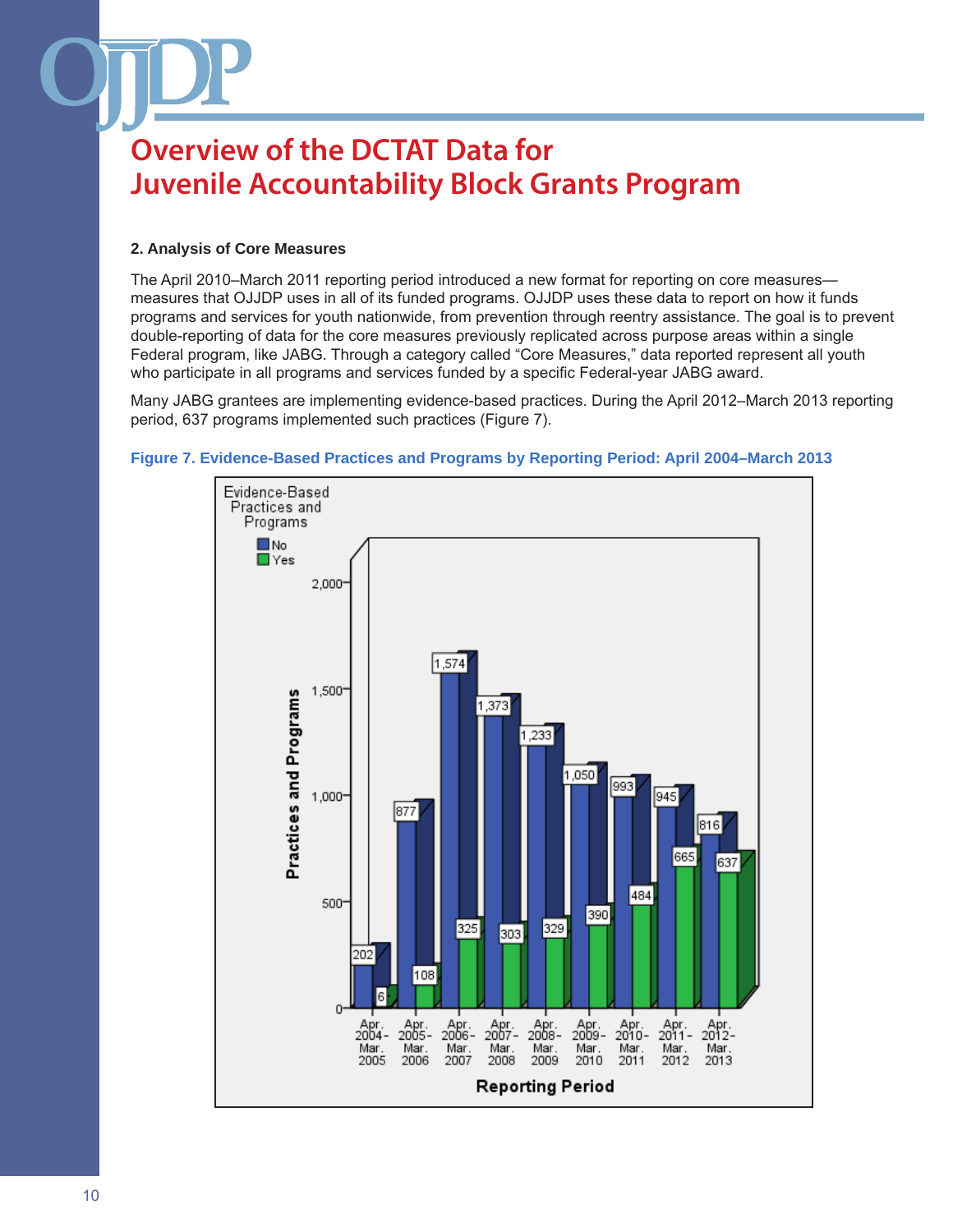# Overview of the DCTAT Data for Juvenile Accountability Block Grants Program

### 2. Analysis of Core Measures

The April 2010–March 2011 reporting period introduced a new format for reporting on core measures—measures that OJJDP uses in all of its funded programs. OJJDP uses these data to report on how it funds programs and services for youth nationwide, from prevention through reentry assistance. The goal is to prevent double-reporting of data for the core measures previously replicated across purpose areas within a single Federal program, like JABG. Through a category called "Core Measures," data reported represent all youth who participate in all programs and services funded by a specific Federal-year JABG award.

Many JABG grantees are implementing evidence-based practices. During the April 2012–March 2013 reporting period, 637 programs implemented such practices (Figure 7).

**Figure 7. Evidence-Based Practices and Programs by Reporting Period: April 2004–March 2013**

| Reporting Period | No | Yes |
|---|---|---|
| Apr. 2004–Mar. 2005 | 202 | 6 |
| Apr. 2005–Mar. 2006 | 877 | 108 |
| Apr. 2006–Mar. 2007 | 1,574 | 325 |
| Apr. 2007–Mar. 2008 | 1,373 | 303 |
| Apr. 2008–Mar. 2009 | 1,233 | 329 |
| Apr. 2009–Mar. 2010 | 1,050 | 390 |
| Apr. 2010–Mar. 2011 | 993 | 484 |
| Apr. 2011–Mar. 2012 | 945 | 665 |
| Apr. 2012–Mar. 2013 | 816 | 637 |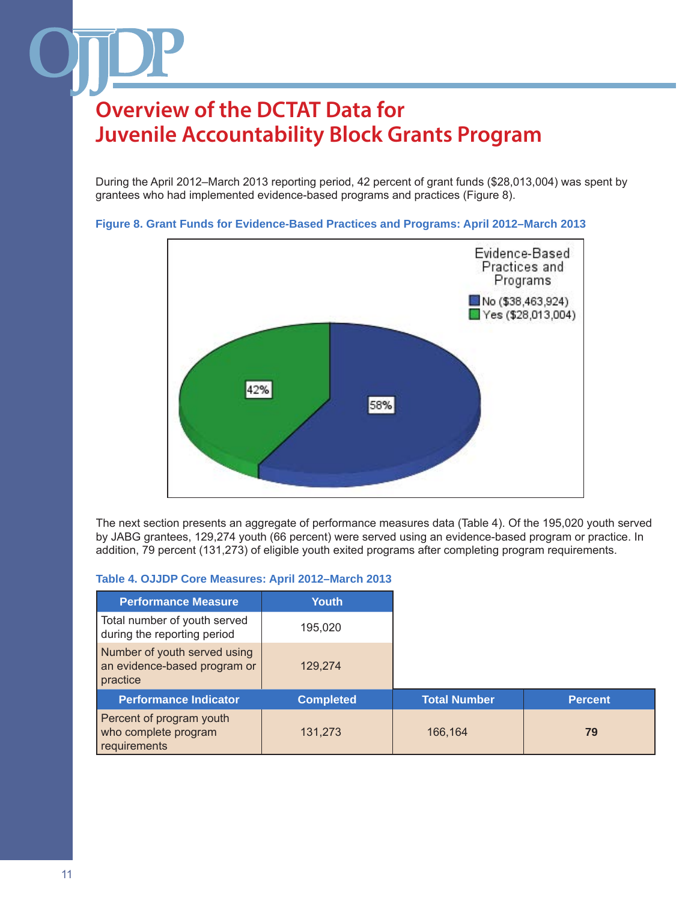# Overview of the DCTAT Data for Juvenile Accountability Block Grants Program

During the April 2012–March 2013 reporting period, 42 percent of grant funds ($28,013,004) was spent by grantees who had implemented evidence-based programs and practices (Figure 8).

**Figure 8. Grant Funds for Evidence-Based Practices and Programs: April 2012–March 2013**

Evidence-Based Practices and Programs

- No ($38,463,924)
- Yes ($28,013,004)

42%

58%

The next section presents an aggregate of performance measures data (Table 4). Of the 195,020 youth served by JABG grantees, 129,274 youth (66 percent) were served using an evidence-based program or practice. In addition, 79 percent (131,273) of eligible youth exited programs after completing program requirements.

**Table 4. OJJDP Core Measures: April 2012–March 2013**

| Performance Measure | Youth | | |
|---|---|---|---|
| Total number of youth served during the reporting period | 195,020 | | |
| Number of youth served using an evidence-based program or practice | 129,274 | | |
| **Performance Indicator** | **Completed** | **Total Number** | **Percent** |
| Percent of program youth who complete program requirements | 131,273 | 166,164 | **79** |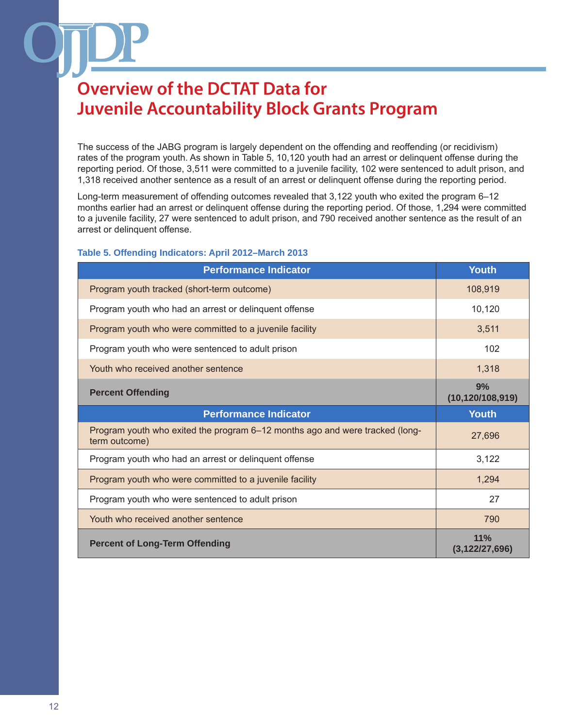# Overview of the DCTAT Data for Juvenile Accountability Block Grants Program

The success of the JABG program is largely dependent on the offending and reoffending (or recidivism) rates of the program youth. As shown in Table 5, 10,120 youth had an arrest or delinquent offense during the reporting period. Of those, 3,511 were committed to a juvenile facility, 102 were sentenced to adult prison, and 1,318 received another sentence as a result of an arrest or delinquent offense during the reporting period.

Long-term measurement of offending outcomes revealed that 3,122 youth who exited the program 6–12 months earlier had an arrest or delinquent offense during the reporting period. Of those, 1,294 were committed to a juvenile facility, 27 were sentenced to adult prison, and 790 received another sentence as the result of an arrest or delinquent offense.

**Table 5. Offending Indicators: April 2012–March 2013**

| Performance Indicator | Youth |
|---|---|
| Program youth tracked (short-term outcome) | 108,919 |
| Program youth who had an arrest or delinquent offense | 10,120 |
| Program youth who were committed to a juvenile facility | 3,511 |
| Program youth who were sentenced to adult prison | 102 |
| Youth who received another sentence | 1,318 |
| **Percent Offending** | **9% (10,120/108,919)** |
| **Performance Indicator** | **Youth** |
| Program youth who exited the program 6–12 months ago and were tracked (long-term outcome) | 27,696 |
| Program youth who had an arrest or delinquent offense | 3,122 |
| Program youth who were committed to a juvenile facility | 1,294 |
| Program youth who were sentenced to adult prison | 27 |
| Youth who received another sentence | 790 |
| **Percent of Long-Term Offending** | **11% (3,122/27,696)** |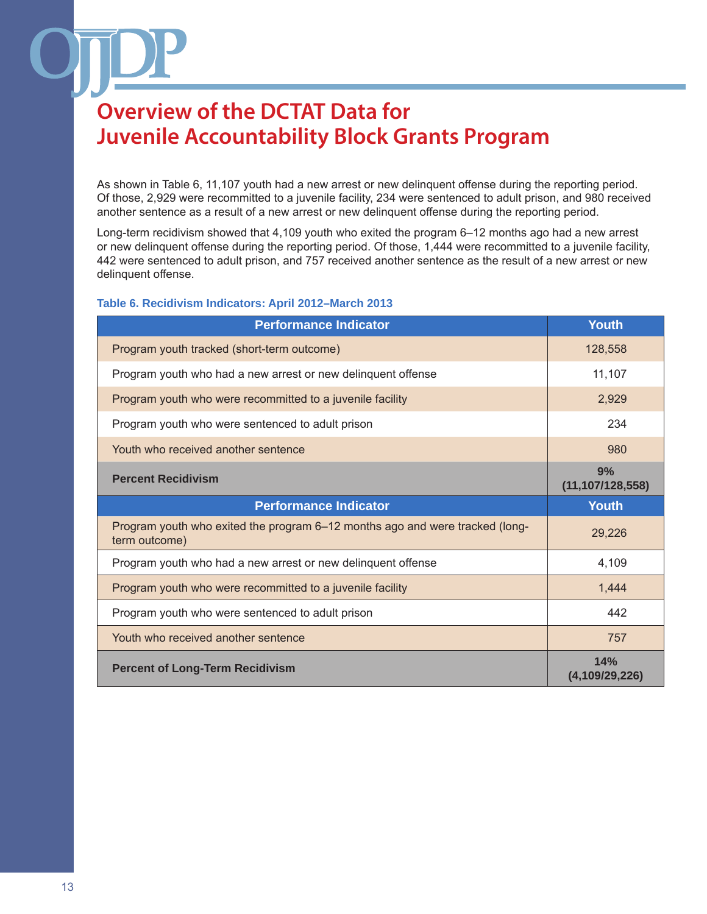# Overview of the DCTAT Data for Juvenile Accountability Block Grants Program

As shown in Table 6, 11,107 youth had a new arrest or new delinquent offense during the reporting period. Of those, 2,929 were recommitted to a juvenile facility, 234 were sentenced to adult prison, and 980 received another sentence as a result of a new arrest or new delinquent offense during the reporting period.

Long-term recidivism showed that 4,109 youth who exited the program 6–12 months ago had a new arrest or new delinquent offense during the reporting period. Of those, 1,444 were recommitted to a juvenile facility, 442 were sentenced to adult prison, and 757 received another sentence as the result of a new arrest or new delinquent offense.

**Table 6. Recidivism Indicators: April 2012–March 2013**

| Performance Indicator | Youth |
|---|---|
| Program youth tracked (short-term outcome) | 128,558 |
| Program youth who had a new arrest or new delinquent offense | 11,107 |
| Program youth who were recommitted to a juvenile facility | 2,929 |
| Program youth who were sentenced to adult prison | 234 |
| Youth who received another sentence | 980 |
| **Percent Recidivism** | **9% (11,107/128,558)** |
| **Performance Indicator** | **Youth** |
| Program youth who exited the program 6–12 months ago and were tracked (long-term outcome) | 29,226 |
| Program youth who had a new arrest or new delinquent offense | 4,109 |
| Program youth who were recommitted to a juvenile facility | 1,444 |
| Program youth who were sentenced to adult prison | 442 |
| Youth who received another sentence | 757 |
| **Percent of Long-Term Recidivism** | **14% (4,109/29,226)** |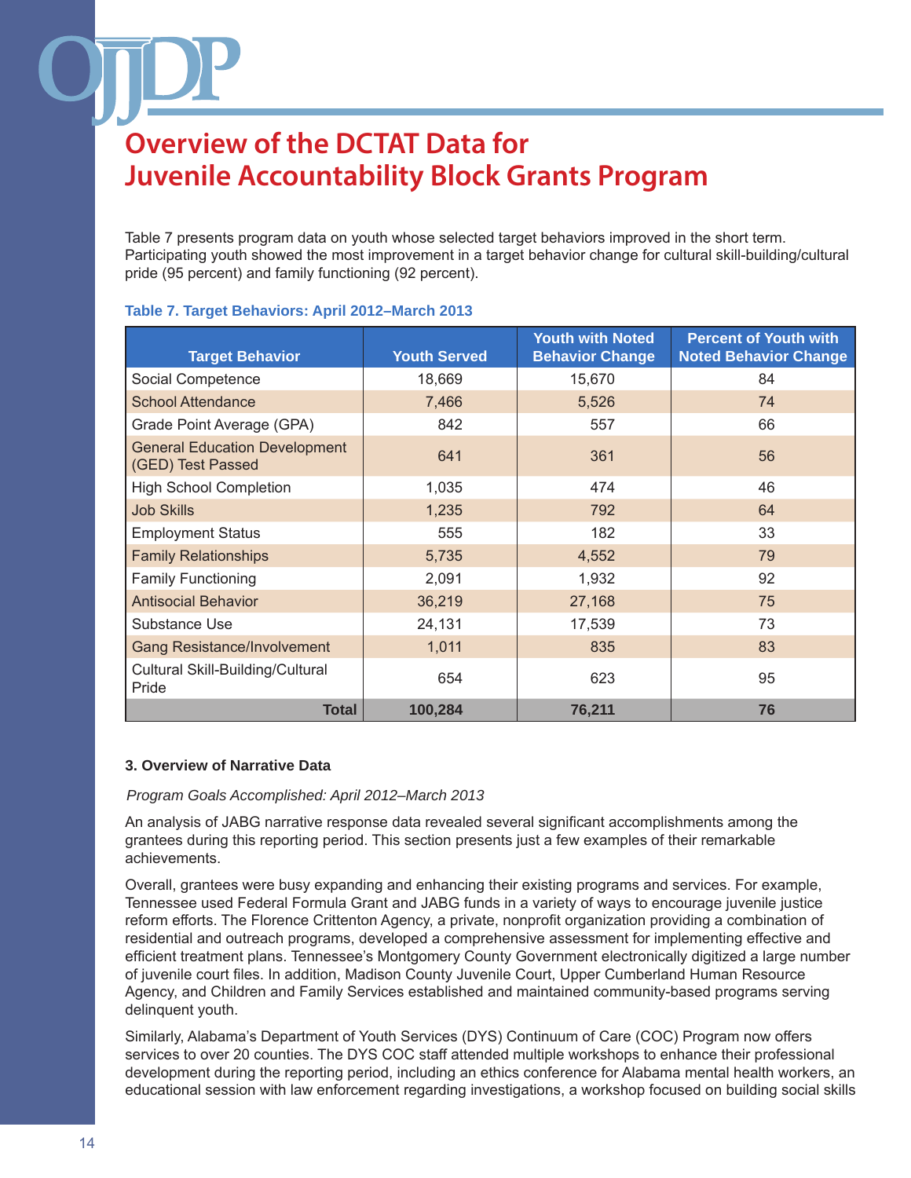# Overview of the DCTAT Data for Juvenile Accountability Block Grants Program

Table 7 presents program data on youth whose selected target behaviors improved in the short term. Participating youth showed the most improvement in a target behavior change for cultural skill-building/cultural pride (95 percent) and family functioning (92 percent).

**Table 7. Target Behaviors: April 2012–March 2013**

| Target Behavior | Youth Served | Youth with Noted Behavior Change | Percent of Youth with Noted Behavior Change |
|---|---|---|---|
| Social Competence | 18,669 | 15,670 | 84 |
| School Attendance | 7,466 | 5,526 | 74 |
| Grade Point Average (GPA) | 842 | 557 | 66 |
| General Education Development (GED) Test Passed | 641 | 361 | 56 |
| High School Completion | 1,035 | 474 | 46 |
| Job Skills | 1,235 | 792 | 64 |
| Employment Status | 555 | 182 | 33 |
| Family Relationships | 5,735 | 4,552 | 79 |
| Family Functioning | 2,091 | 1,932 | 92 |
| Antisocial Behavior | 36,219 | 27,168 | 75 |
| Substance Use | 24,131 | 17,539 | 73 |
| Gang Resistance/Involvement | 1,011 | 835 | 83 |
| Cultural Skill-Building/Cultural Pride | 654 | 623 | 95 |
| **Total** | **100,284** | **76,211** | **76** |

### 3. Overview of Narrative Data

*Program Goals Accomplished: April 2012–March 2013*

An analysis of JABG narrative response data revealed several significant accomplishments among the grantees during this reporting period. This section presents just a few examples of their remarkable achievements.

Overall, grantees were busy expanding and enhancing their existing programs and services. For example, Tennessee used Federal Formula Grant and JABG funds in a variety of ways to encourage juvenile justice reform efforts. The Florence Crittenton Agency, a private, nonprofit organization providing a combination of residential and outreach programs, developed a comprehensive assessment for implementing effective and efficient treatment plans. Tennessee's Montgomery County Government electronically digitized a large number of juvenile court files. In addition, Madison County Juvenile Court, Upper Cumberland Human Resource Agency, and Children and Family Services established and maintained community-based programs serving delinquent youth.

Similarly, Alabama's Department of Youth Services (DYS) Continuum of Care (COC) Program now offers services to over 20 counties. The DYS COC staff attended multiple workshops to enhance their professional development during the reporting period, including an ethics conference for Alabama mental health workers, an educational session with law enforcement regarding investigations, a workshop focused on building social skills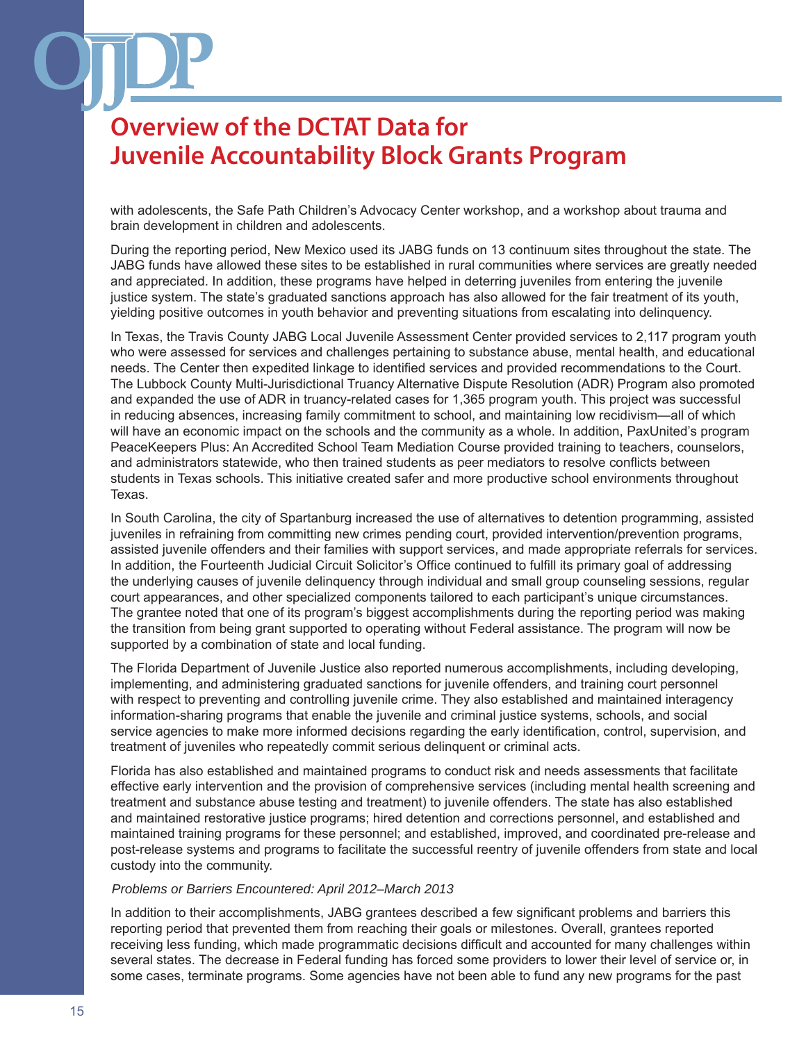# Overview of the DCTAT Data for Juvenile Accountability Block Grants Program

with adolescents, the Safe Path Children's Advocacy Center workshop, and a workshop about trauma and brain development in children and adolescents.

During the reporting period, New Mexico used its JABG funds on 13 continuum sites throughout the state. The JABG funds have allowed these sites to be established in rural communities where services are greatly needed and appreciated. In addition, these programs have helped in deterring juveniles from entering the juvenile justice system. The state's graduated sanctions approach has also allowed for the fair treatment of its youth, yielding positive outcomes in youth behavior and preventing situations from escalating into delinquency.

In Texas, the Travis County JABG Local Juvenile Assessment Center provided services to 2,117 program youth who were assessed for services and challenges pertaining to substance abuse, mental health, and educational needs. The Center then expedited linkage to identified services and provided recommendations to the Court. The Lubbock County Multi-Jurisdictional Truancy Alternative Dispute Resolution (ADR) Program also promoted and expanded the use of ADR in truancy-related cases for 1,365 program youth. This project was successful in reducing absences, increasing family commitment to school, and maintaining low recidivism—all of which will have an economic impact on the schools and the community as a whole. In addition, PaxUnited's program PeaceKeepers Plus: An Accredited School Team Mediation Course provided training to teachers, counselors, and administrators statewide, who then trained students as peer mediators to resolve conflicts between students in Texas schools. This initiative created safer and more productive school environments throughout Texas.

In South Carolina, the city of Spartanburg increased the use of alternatives to detention programming, assisted juveniles in refraining from committing new crimes pending court, provided intervention/prevention programs, assisted juvenile offenders and their families with support services, and made appropriate referrals for services. In addition, the Fourteenth Judicial Circuit Solicitor's Office continued to fulfill its primary goal of addressing the underlying causes of juvenile delinquency through individual and small group counseling sessions, regular court appearances, and other specialized components tailored to each participant's unique circumstances. The grantee noted that one of its program's biggest accomplishments during the reporting period was making the transition from being grant supported to operating without Federal assistance. The program will now be supported by a combination of state and local funding.

The Florida Department of Juvenile Justice also reported numerous accomplishments, including developing, implementing, and administering graduated sanctions for juvenile offenders, and training court personnel with respect to preventing and controlling juvenile crime. They also established and maintained interagency information-sharing programs that enable the juvenile and criminal justice systems, schools, and social service agencies to make more informed decisions regarding the early identification, control, supervision, and treatment of juveniles who repeatedly commit serious delinquent or criminal acts.

Florida has also established and maintained programs to conduct risk and needs assessments that facilitate effective early intervention and the provision of comprehensive services (including mental health screening and treatment and substance abuse testing and treatment) to juvenile offenders. The state has also established and maintained restorative justice programs; hired detention and corrections personnel, and established and maintained training programs for these personnel; and established, improved, and coordinated pre-release and post-release systems and programs to facilitate the successful reentry of juvenile offenders from state and local custody into the community.

*Problems or Barriers Encountered: April 2012–March 2013*

In addition to their accomplishments, JABG grantees described a few significant problems and barriers this reporting period that prevented them from reaching their goals or milestones. Overall, grantees reported receiving less funding, which made programmatic decisions difficult and accounted for many challenges within several states. The decrease in Federal funding has forced some providers to lower their level of service or, in some cases, terminate programs. Some agencies have not been able to fund any new programs for the past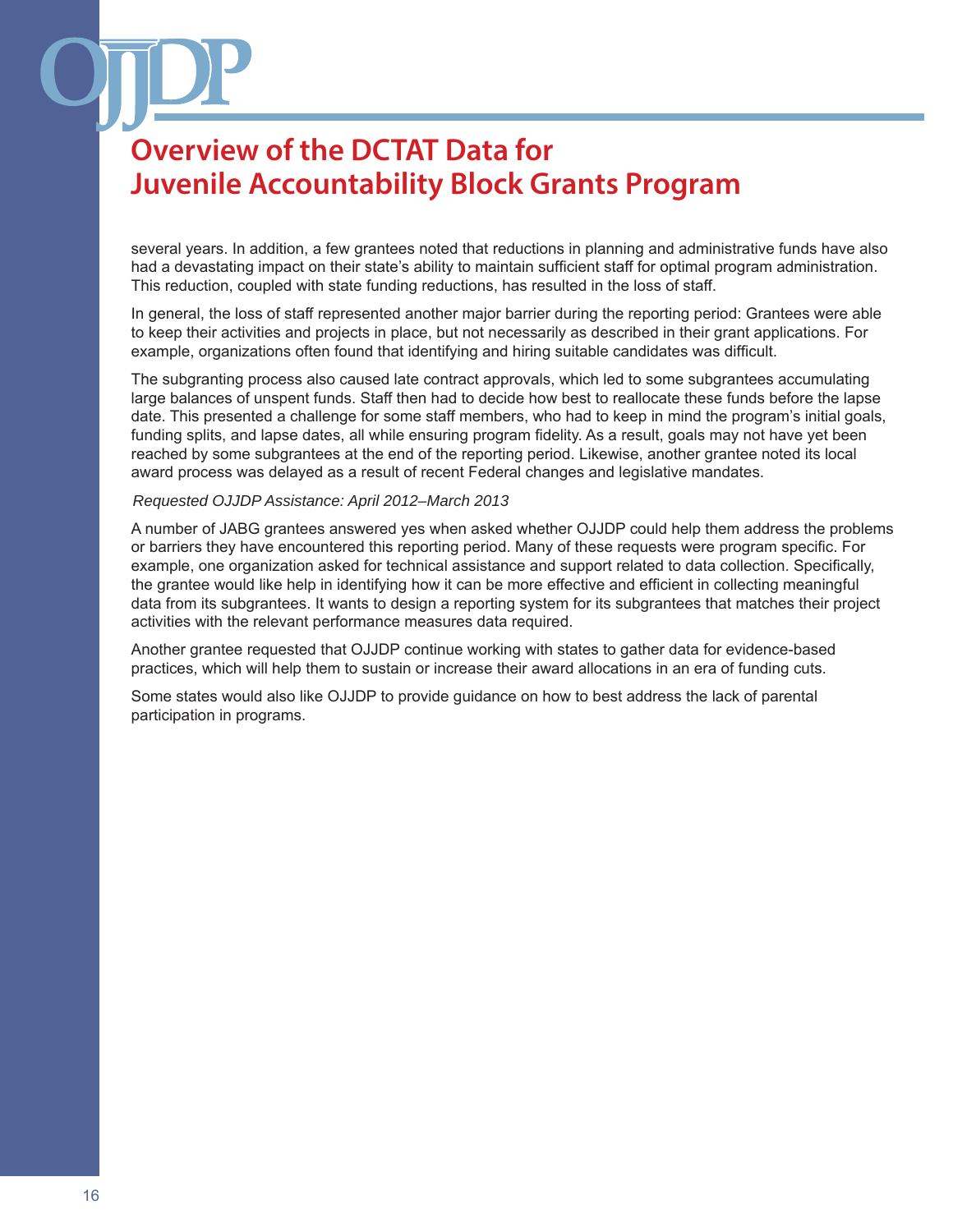# Overview of the DCTAT Data for Juvenile Accountability Block Grants Program

several years. In addition, a few grantees noted that reductions in planning and administrative funds have also had a devastating impact on their state's ability to maintain sufficient staff for optimal program administration. This reduction, coupled with state funding reductions, has resulted in the loss of staff.

In general, the loss of staff represented another major barrier during the reporting period: Grantees were able to keep their activities and projects in place, but not necessarily as described in their grant applications. For example, organizations often found that identifying and hiring suitable candidates was difficult.

The subgranting process also caused late contract approvals, which led to some subgrantees accumulating large balances of unspent funds. Staff then had to decide how best to reallocate these funds before the lapse date. This presented a challenge for some staff members, who had to keep in mind the program's initial goals, funding splits, and lapse dates, all while ensuring program fidelity. As a result, goals may not have yet been reached by some subgrantees at the end of the reporting period. Likewise, another grantee noted its local award process was delayed as a result of recent Federal changes and legislative mandates.

*Requested OJJDP Assistance: April 2012–March 2013*

A number of JABG grantees answered yes when asked whether OJJDP could help them address the problems or barriers they have encountered this reporting period. Many of these requests were program specific. For example, one organization asked for technical assistance and support related to data collection. Specifically, the grantee would like help in identifying how it can be more effective and efficient in collecting meaningful data from its subgrantees. It wants to design a reporting system for its subgrantees that matches their project activities with the relevant performance measures data required.

Another grantee requested that OJJDP continue working with states to gather data for evidence-based practices, which will help them to sustain or increase their award allocations in an era of funding cuts.

Some states would also like OJJDP to provide guidance on how to best address the lack of parental participation in programs.